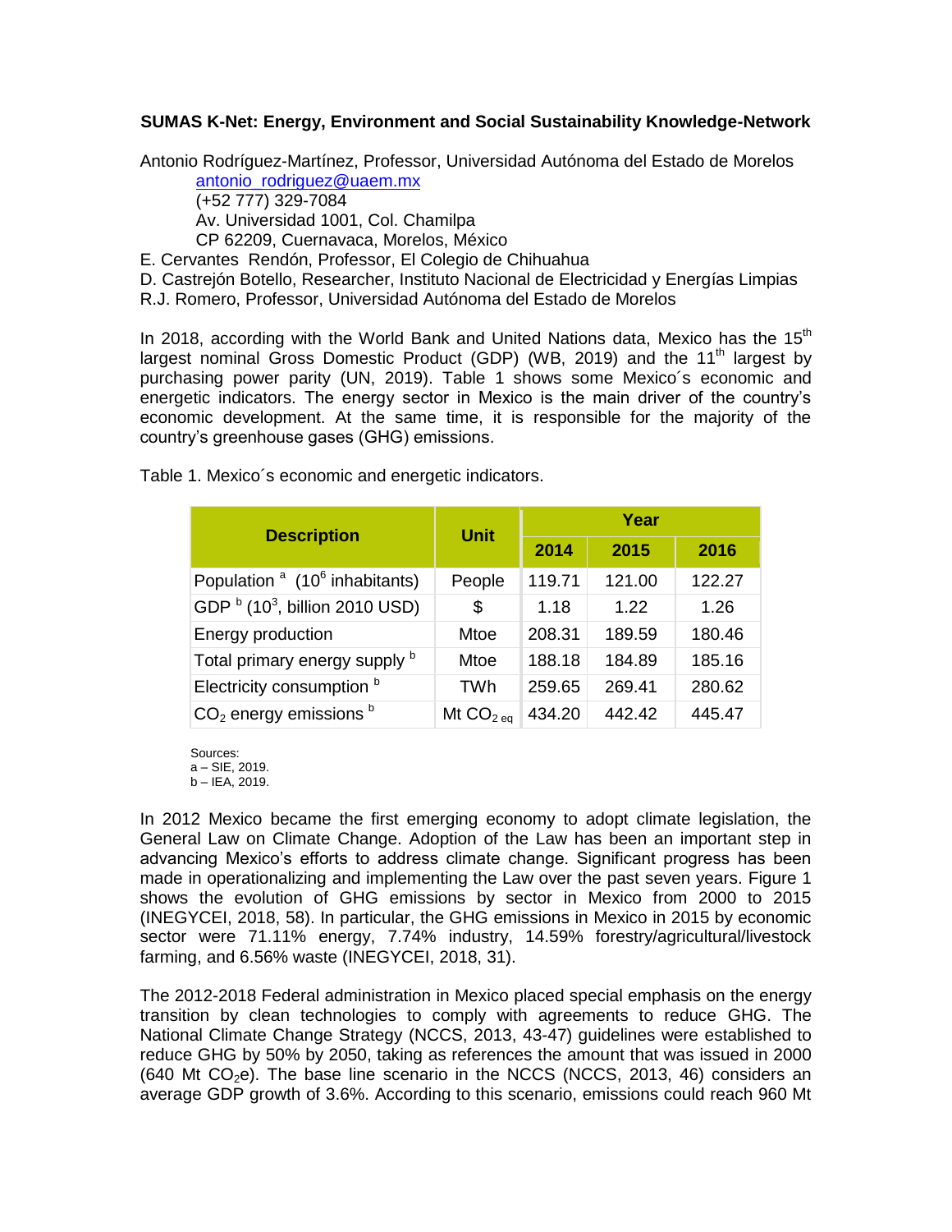**SUMAS K-Net: Energy, Environment and Social Sustainability Knowledge-Network**

Antonio Rodríguez-Martínez, Professor, Universidad Autónoma del Estado de Morelos
antonio_rodriguez@uaem.mx
(+52 777) 329-7084
Av. Universidad 1001, Col. Chamilpa
CP 62209, Cuernavaca, Morelos, México
E. Cervantes Rendón, Professor, El Colegio de Chihuahua
D. Castrejón Botello, Researcher, Instituto Nacional de Electricidad y Energías Limpias
R.J. Romero, Professor, Universidad Autónoma del Estado de Morelos

In 2018, according with the World Bank and United Nations data, Mexico has the 15th largest nominal Gross Domestic Product (GDP) (WB, 2019) and the 11th largest by purchasing power parity (UN, 2019). Table 1 shows some Mexico´s economic and energetic indicators. The energy sector in Mexico is the main driver of the country's economic development. At the same time, it is responsible for the majority of the country's greenhouse gases (GHG) emissions.

Table 1. Mexico´s economic and energetic indicators.

| Description | Unit | Year | | |
|---|---|---|---|---|
| | | 2014 | 2015 | 2016 |
| Population [a] ($10^6$ inhabitants) | People | 119.71 | 121.00 | 122.27 |
| GDP [b] ($10^3$, billion 2010 USD) | $ | 1.18 | 1.22 | 1.26 |
| Energy production | Mtoe | 208.31 | 189.59 | 180.46 |
| Total primary energy supply [b] | Mtoe | 188.18 | 184.89 | 185.16 |
| Electricity consumption [b] | TWh | 259.65 | 269.41 | 280.62 |
| $CO_2$ energy emissions [b] | Mt $CO_{2\ eq}$ | 434.20 | 442.42 | 445.47 |

Sources:
a – SIE, 2019.
b – IEA, 2019.

In 2012 Mexico became the first emerging economy to adopt climate legislation, the General Law on Climate Change. Adoption of the Law has been an important step in advancing Mexico's efforts to address climate change. Significant progress has been made in operationalizing and implementing the Law over the past seven years. Figure 1 shows the evolution of GHG emissions by sector in Mexico from 2000 to 2015 (INEGYCEI, 2018, 58). In particular, the GHG emissions in Mexico in 2015 by economic sector were 71.11% energy, 7.74% industry, 14.59% forestry/agricultural/livestock farming, and 6.56% waste (INEGYCEI, 2018, 31).

The 2012-2018 Federal administration in Mexico placed special emphasis on the energy transition by clean technologies to comply with agreements to reduce GHG. The National Climate Change Strategy (NCCS, 2013, 43-47) guidelines were established to reduce GHG by 50% by 2050, taking as references the amount that was issued in 2000 (640 Mt $CO_2$e). The base line scenario in the NCCS (NCCS, 2013, 46) considers an average GDP growth of 3.6%. According to this scenario, emissions could reach 960 Mt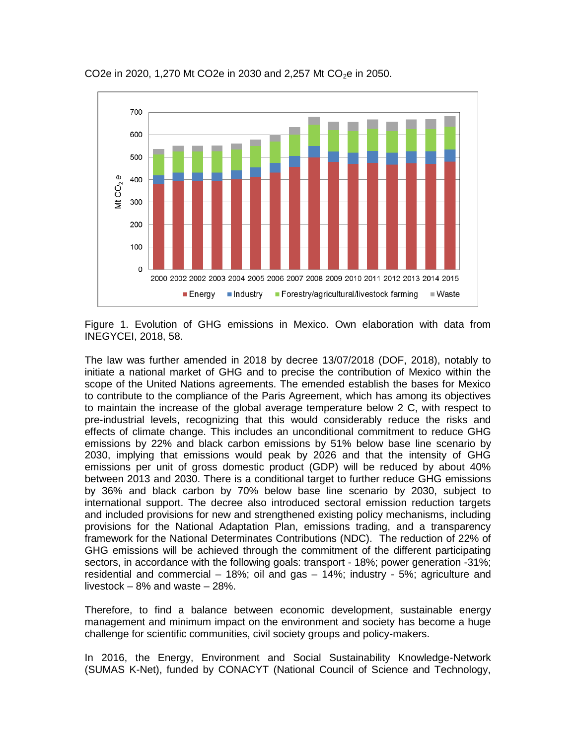$CO_2e$ in 2020, 1,270 Mt $CO_2e$ in 2030 and 2,257 Mt $CO_2e$ in 2050.

Figure 1. Evolution of GHG emissions in Mexico. Own elaboration with data from INEGYCEI, 2018, 58.

The law was further amended in 2018 by decree 13/07/2018 (DOF, 2018), notably to initiate a national market of GHG and to precise the contribution of Mexico within the scope of the United Nations agreements. The emended establish the bases for Mexico to contribute to the compliance of the Paris Agreement, which has among its objectives to maintain the increase of the global average temperature below 2 C, with respect to pre-industrial levels, recognizing that this would considerably reduce the risks and effects of climate change. This includes an unconditional commitment to reduce GHG emissions by 22% and black carbon emissions by 51% below base line scenario by 2030, implying that emissions would peak by 2026 and that the intensity of GHG emissions per unit of gross domestic product (GDP) will be reduced by about 40% between 2013 and 2030. There is a conditional target to further reduce GHG emissions by 36% and black carbon by 70% below base line scenario by 2030, subject to international support. The decree also introduced sectoral emission reduction targets and included provisions for new and strengthened existing policy mechanisms, including provisions for the National Adaptation Plan, emissions trading, and a transparency framework for the National Determinates Contributions (NDC). The reduction of 22% of GHG emissions will be achieved through the commitment of the different participating sectors, in accordance with the following goals: transport - 18%; power generation -31%; residential and commercial – 18%; oil and gas – 14%; industry - 5%; agriculture and livestock – 8% and waste – 28%.

Therefore, to find a balance between economic development, sustainable energy management and minimum impact on the environment and society has become a huge challenge for scientific communities, civil society groups and policy-makers.

In 2016, the Energy, Environment and Social Sustainability Knowledge-Network (SUMAS K-Net), funded by CONACYT (National Council of Science and Technology,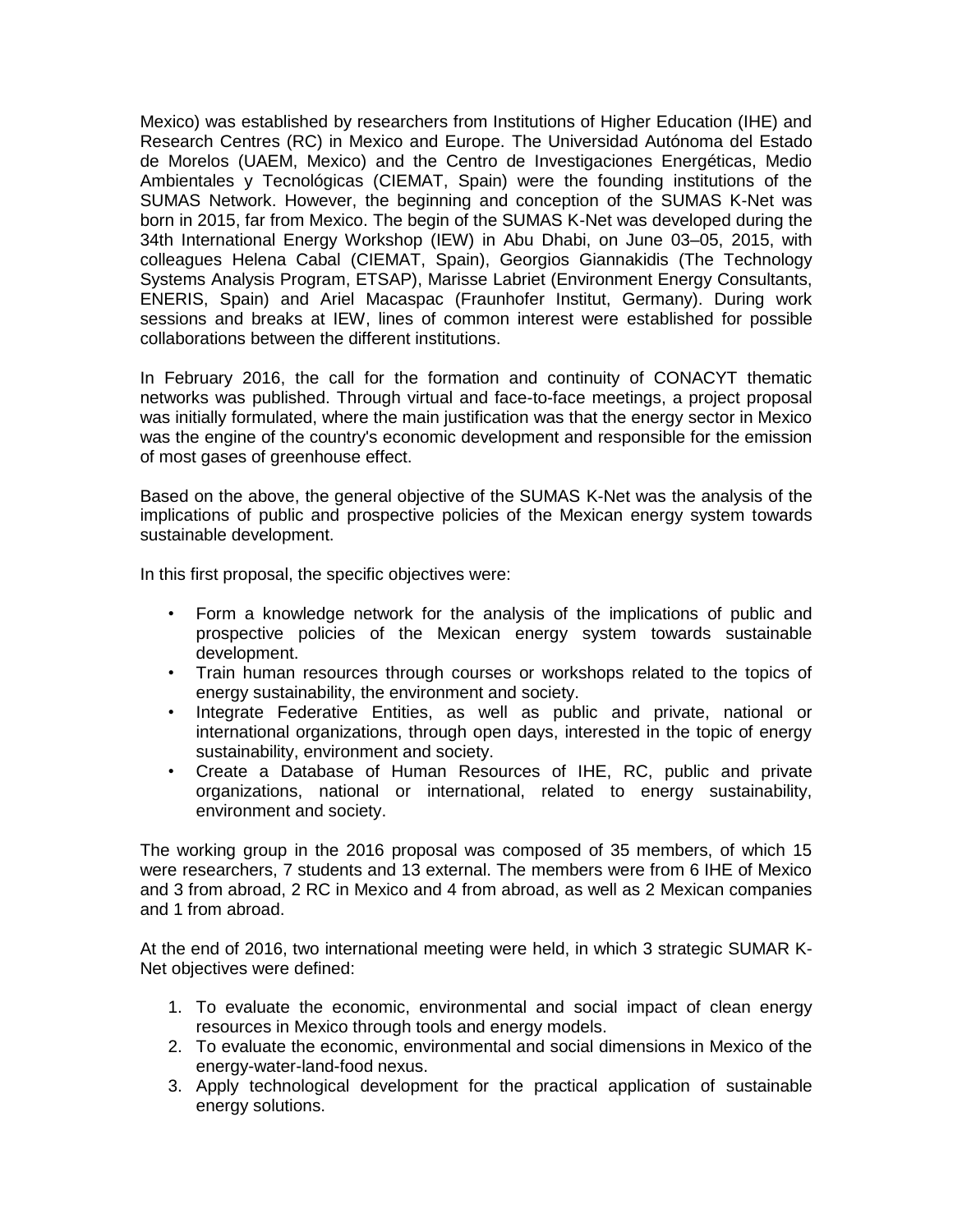Mexico) was established by researchers from Institutions of Higher Education (IHE) and Research Centres (RC) in Mexico and Europe. The Universidad Autónoma del Estado de Morelos (UAEM, Mexico) and the Centro de Investigaciones Energéticas, Medio Ambientales y Tecnológicas (CIEMAT, Spain) were the founding institutions of the SUMAS Network. However, the beginning and conception of the SUMAS K-Net was born in 2015, far from Mexico. The begin of the SUMAS K-Net was developed during the 34th International Energy Workshop (IEW) in Abu Dhabi, on June 03–05, 2015, with colleagues Helena Cabal (CIEMAT, Spain), Georgios Giannakidis (The Technology Systems Analysis Program, ETSAP), Marisse Labriet (Environment Energy Consultants, ENERIS, Spain) and Ariel Macaspac (Fraunhofer Institut, Germany). During work sessions and breaks at IEW, lines of common interest were established for possible collaborations between the different institutions.

In February 2016, the call for the formation and continuity of CONACYT thematic networks was published. Through virtual and face-to-face meetings, a project proposal was initially formulated, where the main justification was that the energy sector in Mexico was the engine of the country's economic development and responsible for the emission of most gases of greenhouse effect.

Based on the above, the general objective of the SUMAS K-Net was the analysis of the implications of public and prospective policies of the Mexican energy system towards sustainable development.

In this first proposal, the specific objectives were:

- Form a knowledge network for the analysis of the implications of public and prospective policies of the Mexican energy system towards sustainable development.
- Train human resources through courses or workshops related to the topics of energy sustainability, the environment and society.
- Integrate Federative Entities, as well as public and private, national or international organizations, through open days, interested in the topic of energy sustainability, environment and society.
- Create a Database of Human Resources of IHE, RC, public and private organizations, national or international, related to energy sustainability, environment and society.

The working group in the 2016 proposal was composed of 35 members, of which 15 were researchers, 7 students and 13 external. The members were from 6 IHE of Mexico and 3 from abroad, 2 RC in Mexico and 4 from abroad, as well as 2 Mexican companies and 1 from abroad.

At the end of 2016, two international meeting were held, in which 3 strategic SUMAR K-Net objectives were defined:

1. To evaluate the economic, environmental and social impact of clean energy resources in Mexico through tools and energy models.
2. To evaluate the economic, environmental and social dimensions in Mexico of the energy-water-land-food nexus.
3. Apply technological development for the practical application of sustainable energy solutions.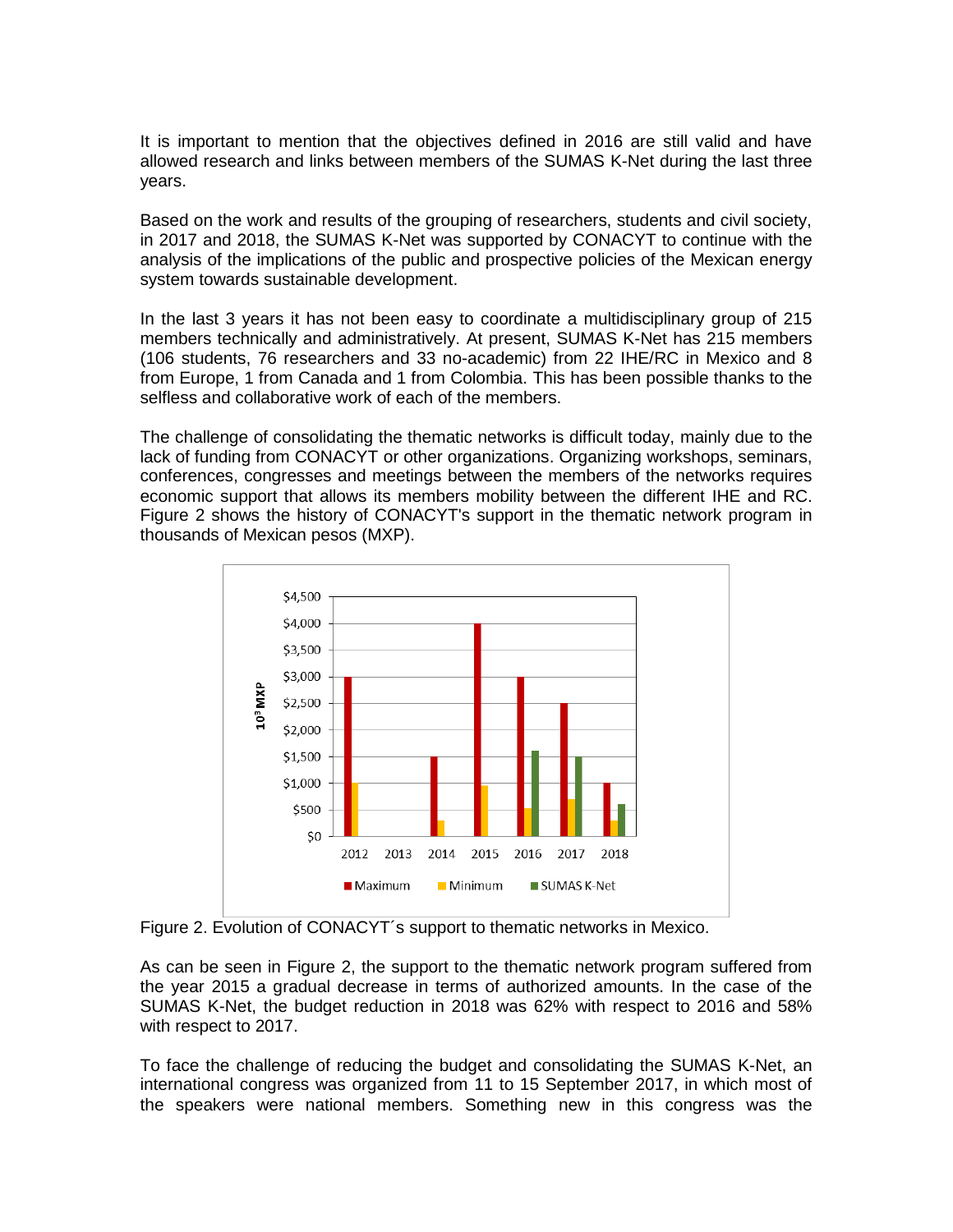It is important to mention that the objectives defined in 2016 are still valid and have allowed research and links between members of the SUMAS K-Net during the last three years.

Based on the work and results of the grouping of researchers, students and civil society, in 2017 and 2018, the SUMAS K-Net was supported by CONACYT to continue with the analysis of the implications of the public and prospective policies of the Mexican energy system towards sustainable development.

In the last 3 years it has not been easy to coordinate a multidisciplinary group of 215 members technically and administratively. At present, SUMAS K-Net has 215 members (106 students, 76 researchers and 33 no-academic) from 22 IHE/RC in Mexico and 8 from Europe, 1 from Canada and 1 from Colombia. This has been possible thanks to the selfless and collaborative work of each of the members.

The challenge of consolidating the thematic networks is difficult today, mainly due to the lack of funding from CONACYT or other organizations. Organizing workshops, seminars, conferences, congresses and meetings between the members of the networks requires economic support that allows its members mobility between the different IHE and RC. Figure 2 shows the history of CONACYT's support in the thematic network program in thousands of Mexican pesos (MXP).

Figure 2. Evolution of CONACYT´s support to thematic networks in Mexico.

As can be seen in Figure 2, the support to the thematic network program suffered from the year 2015 a gradual decrease in terms of authorized amounts. In the case of the SUMAS K-Net, the budget reduction in 2018 was 62% with respect to 2016 and 58% with respect to 2017.

To face the challenge of reducing the budget and consolidating the SUMAS K-Net, an international congress was organized from 11 to 15 September 2017, in which most of the speakers were national members. Something new in this congress was the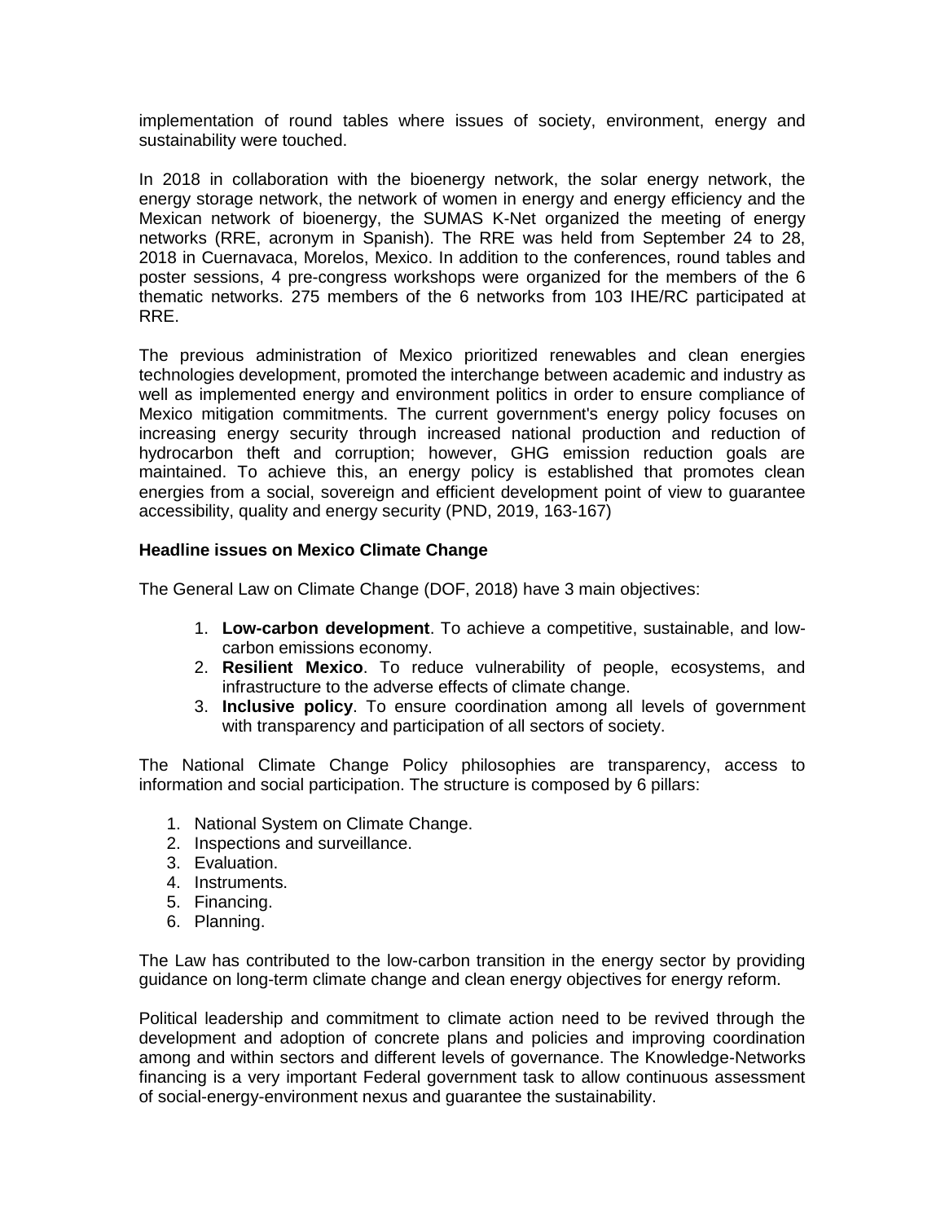implementation of round tables where issues of society, environment, energy and sustainability were touched.

In 2018 in collaboration with the bioenergy network, the solar energy network, the energy storage network, the network of women in energy and energy efficiency and the Mexican network of bioenergy, the SUMAS K-Net organized the meeting of energy networks (RRE, acronym in Spanish). The RRE was held from September 24 to 28, 2018 in Cuernavaca, Morelos, Mexico. In addition to the conferences, round tables and poster sessions, 4 pre-congress workshops were organized for the members of the 6 thematic networks. 275 members of the 6 networks from 103 IHE/RC participated at RRE.

The previous administration of Mexico prioritized renewables and clean energies technologies development, promoted the interchange between academic and industry as well as implemented energy and environment politics in order to ensure compliance of Mexico mitigation commitments. The current government's energy policy focuses on increasing energy security through increased national production and reduction of hydrocarbon theft and corruption; however, GHG emission reduction goals are maintained. To achieve this, an energy policy is established that promotes clean energies from a social, sovereign and efficient development point of view to guarantee accessibility, quality and energy security (PND, 2019, 163-167)

**Headline issues on Mexico Climate Change**

The General Law on Climate Change (DOF, 2018) have 3 main objectives:

1. **Low-carbon development**. To achieve a competitive, sustainable, and low-carbon emissions economy.
2. **Resilient Mexico**. To reduce vulnerability of people, ecosystems, and infrastructure to the adverse effects of climate change.
3. **Inclusive policy**. To ensure coordination among all levels of government with transparency and participation of all sectors of society.

The National Climate Change Policy philosophies are transparency, access to information and social participation. The structure is composed by 6 pillars:

1. National System on Climate Change.
2. Inspections and surveillance.
3. Evaluation.
4. Instruments.
5. Financing.
6. Planning.

The Law has contributed to the low-carbon transition in the energy sector by providing guidance on long-term climate change and clean energy objectives for energy reform.

Political leadership and commitment to climate action need to be revived through the development and adoption of concrete plans and policies and improving coordination among and within sectors and different levels of governance. The Knowledge-Networks financing is a very important Federal government task to allow continuous assessment of social-energy-environment nexus and guarantee the sustainability.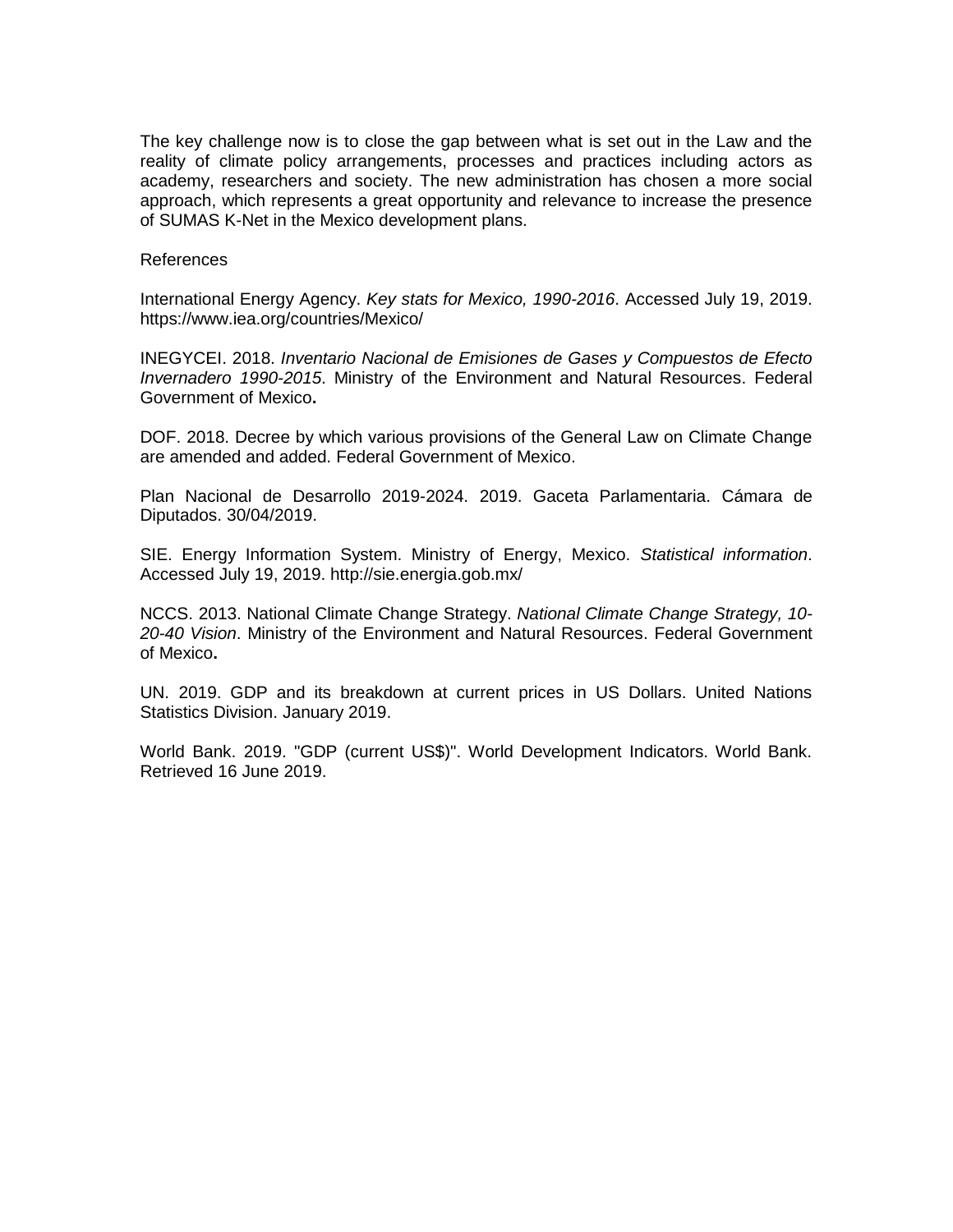The key challenge now is to close the gap between what is set out in the Law and the reality of climate policy arrangements, processes and practices including actors as academy, researchers and society. The new administration has chosen a more social approach, which represents a great opportunity and relevance to increase the presence of SUMAS K-Net in the Mexico development plans.

References

International Energy Agency. *Key stats for Mexico, 1990-2016*. Accessed July 19, 2019. https://www.iea.org/countries/Mexico/

INEGYCEI. 2018. *Inventario Nacional de Emisiones de Gases y Compuestos de Efecto Invernadero 1990-2015*. Ministry of the Environment and Natural Resources. Federal Government of Mexico**.**

DOF. 2018. Decree by which various provisions of the General Law on Climate Change are amended and added. Federal Government of Mexico.

Plan Nacional de Desarrollo 2019-2024. 2019. Gaceta Parlamentaria. Cámara de Diputados. 30/04/2019.

SIE. Energy Information System. Ministry of Energy, Mexico. *Statistical information*. Accessed July 19, 2019. http://sie.energia.gob.mx/

NCCS. 2013. National Climate Change Strategy. *National Climate Change Strategy, 10-20-40 Vision*. Ministry of the Environment and Natural Resources. Federal Government of Mexico**.**

UN. 2019. GDP and its breakdown at current prices in US Dollars. United Nations Statistics Division. January 2019.

World Bank. 2019. "GDP (current US$)". World Development Indicators. World Bank. Retrieved 16 June 2019.